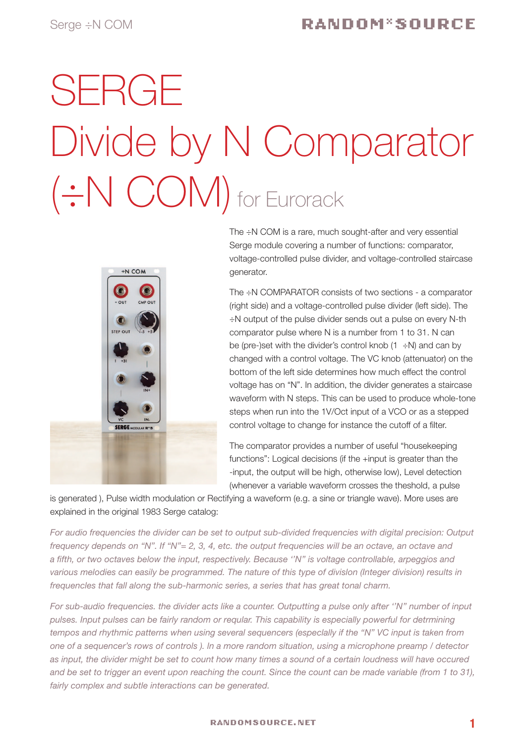# SERGE Divide by N Comparator (÷N COM) for Eurorack

The ÷N COM is a rare, much sought-after and very essential Serge module covering a number of functions: comparator, voltage-controlled pulse divider, and voltage-controlled staircase generator.

The ÷N COMPARATOR consists of two sections - a comparator (right side) and a voltage-controlled pulse divider (left side). The ÷N output of the pulse divider sends out a pulse on every N-th comparator pulse where N is a number from 1 to 31. N can be (pre-)set with the divider's control knob (1 ÷N) and can by changed with a control voltage. The VC knob (attenuator) on the bottom of the left side determines how much effect the control voltage has on "N". In addition, the divider generates a staircase waveform with N steps. This can be used to produce whole-tone steps when run into the 1V/Oct input of a VCO or as a stepped control voltage to change for instance the cutoff of a filter.

The comparator provides a number of useful "housekeeping functions": Logical decisions (if the +input is greater than the -input, the output will be high, otherwise low), Level detection (whenever a variable waveform crosses the theshold, a pulse is generated ), Pulse width modulation or Rectifying a waveform (e.g. a sine or triangle wave). More uses are explained in the original 1983 Serge catalog:

*For audio frequencies the divider can be set to output sub-divided frequencies with digital precision: Output frequency depends on "N". If "N"= 2, 3, 4, etc. the output frequencies will be an octave, an octave and a fifth, or two octaves below the input, respectively. Because "N" is voltage controllable, arpeggios and various melodies can easily be programmed. The nature of this type of divislon (Integer division) results in frequencies that fall along the sub-harmonic series, a series that has great tonal charm.*

*For sub-audio frequencies. the divider acts like a counter. Outputting a pulse only after "N" number of input pulses. Input pulses can be fairly random or reqular. This capability is especially powerful for detrmining tempos and rhythmic patterns when using several sequencers (especlally if the "N" VC input is taken from one of a sequencer's rows of controls ). In a more random situation, using a microphone preamp / detector as input, the divider might be set to count how many times a sound of a certain loudness will have occured and be set to trigger an event upon reaching the count. Since the count can be made variable (from 1 to 31), fairly complex and subtle interactions can be generated.*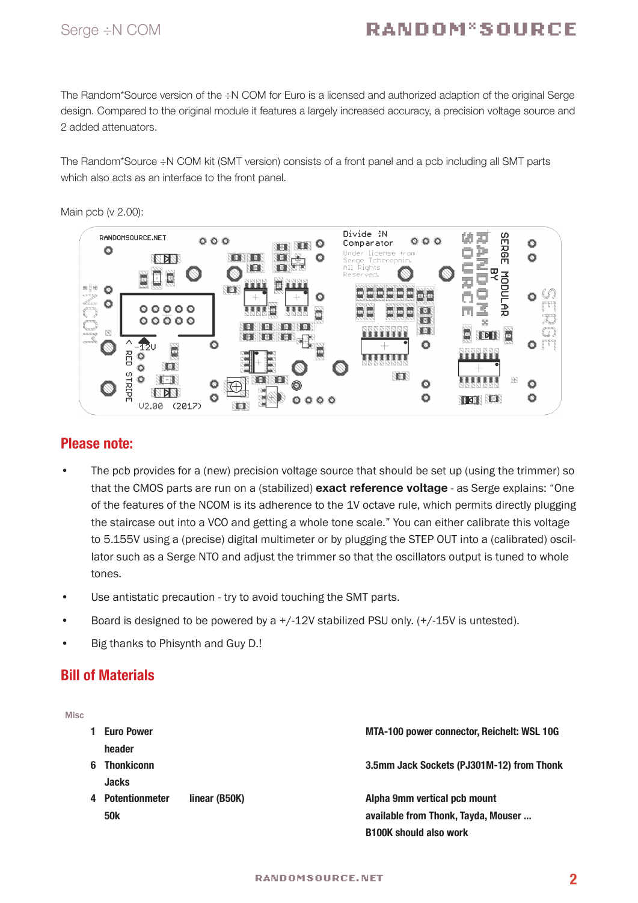The Random*Source version of the ÷N COM for Euro is a licensed and authorized adaption of the original Serge design. Compared to the original module it features a largely increased accuracy, a precision voltage source and 2 added attenuators.

The Random*Source ÷N COM kit (SMT version) consists of a front panel and a pcb including all SMT parts which also acts as an interface to the front panel.

Main pcb (v 2.00):

## Please note:

- The pcb provides for a (new) precision voltage source that should be set up (using the trimmer) so that the CMOS parts are run on a (stabilized) **exact reference voltage** - as Serge explains: "One of the features of the NCOM is its adherence to the 1V octave rule, which permits directly plugging the staircase out into a VCO and getting a whole tone scale." You can either calibrate this voltage to 5.155V using a (precise) digital multimeter or by plugging the STEP OUT into a (calibrated) oscillator such as a Serge NTO and adjust the trimmer so that the oscillators output is tuned to whole tones.
- Use antistatic precaution - try to avoid touching the SMT parts.
- Board is designed to be powered by a +/-12V stabilized PSU only. (+/-15V is untested).
- Big thanks to Phisynth and Guy D.!

## Bill of Materials

**Misc**

| Qty | Part | Value | Notes |
|---|---|---|---|
| 1 | **Euro Power header** | | **MTA-100 power connector, Reichelt: WSL 10G** |
| 6 | **Thonkiconn Jacks** | | **3.5mm Jack Sockets (PJ301M-12) from Thonk** |
| 4 | **Potentiometer 50k** | **linear (B50K)** | **Alpha 9mm vertical pcb mount available from Thonk, Tayda, Mouser ... B100K should also work** |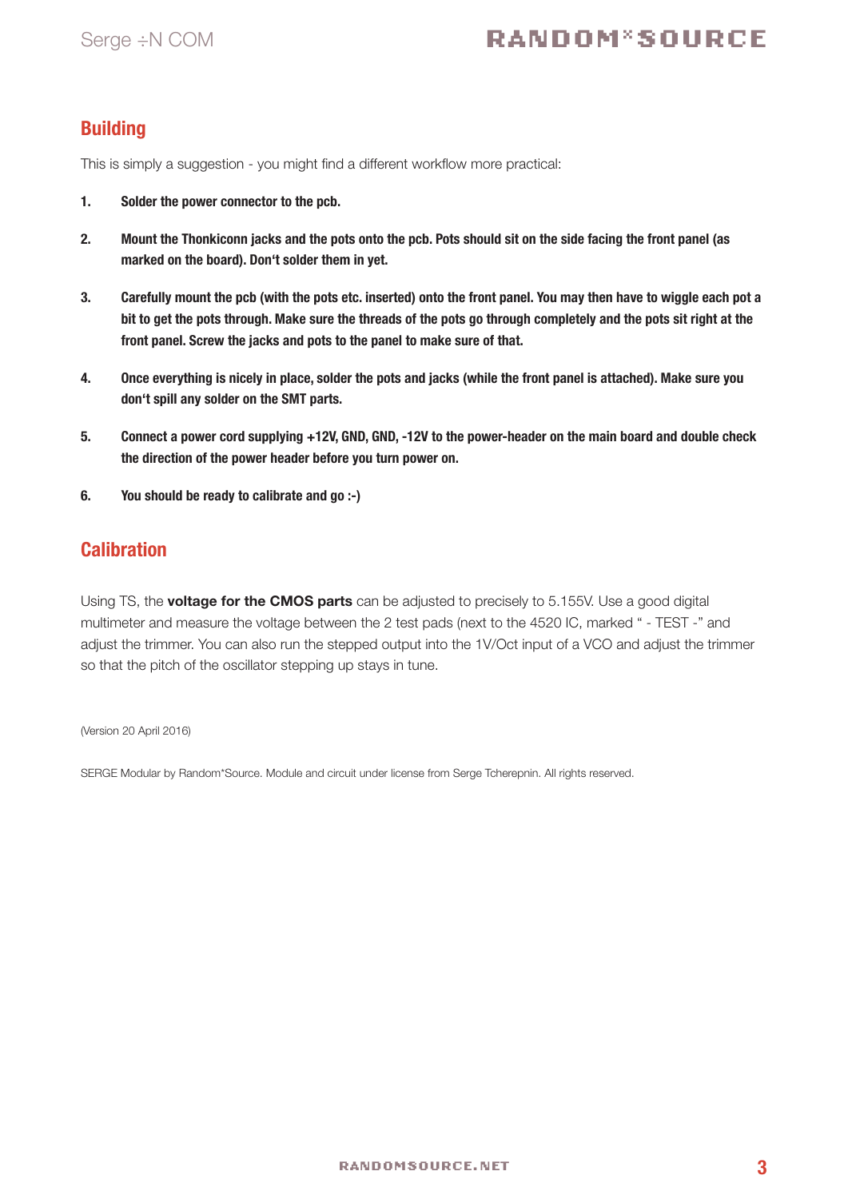## Building

This is simply a suggestion - you might find a different workflow more practical:

1. **Solder the power connector to the pcb.**

2. **Mount the Thonkiconn jacks and the pots onto the pcb. Pots should sit on the side facing the front panel (as marked on the board). Don't solder them in yet.**

3. **Carefully mount the pcb (with the pots etc. inserted) onto the front panel. You may then have to wiggle each pot a bit to get the pots through. Make sure the threads of the pots go through completely and the pots sit right at the front panel. Screw the jacks and pots to the panel to make sure of that.**

4. **Once everything is nicely in place, solder the pots and jacks (while the front panel is attached). Make sure you don't spill any solder on the SMT parts.**

5. **Connect a power cord supplying +12V, GND, GND, -12V to the power-header on the main board and double check the direction of the power header before you turn power on.**

6. **You should be ready to calibrate and go :-)**

## Calibration

Using TS, the **voltage for the CMOS parts** can be adjusted to precisely to 5.155V. Use a good digital multimeter and measure the voltage between the 2 test pads (next to the 4520 IC, marked " - TEST -" and adjust the trimmer. You can also run the stepped output into the 1V/Oct input of a VCO and adjust the trimmer so that the pitch of the oscillator stepping up stays in tune.

(Version 20 April 2016)

SERGE Modular by Random*Source. Module and circuit under license from Serge Tcherepnin. All rights reserved.